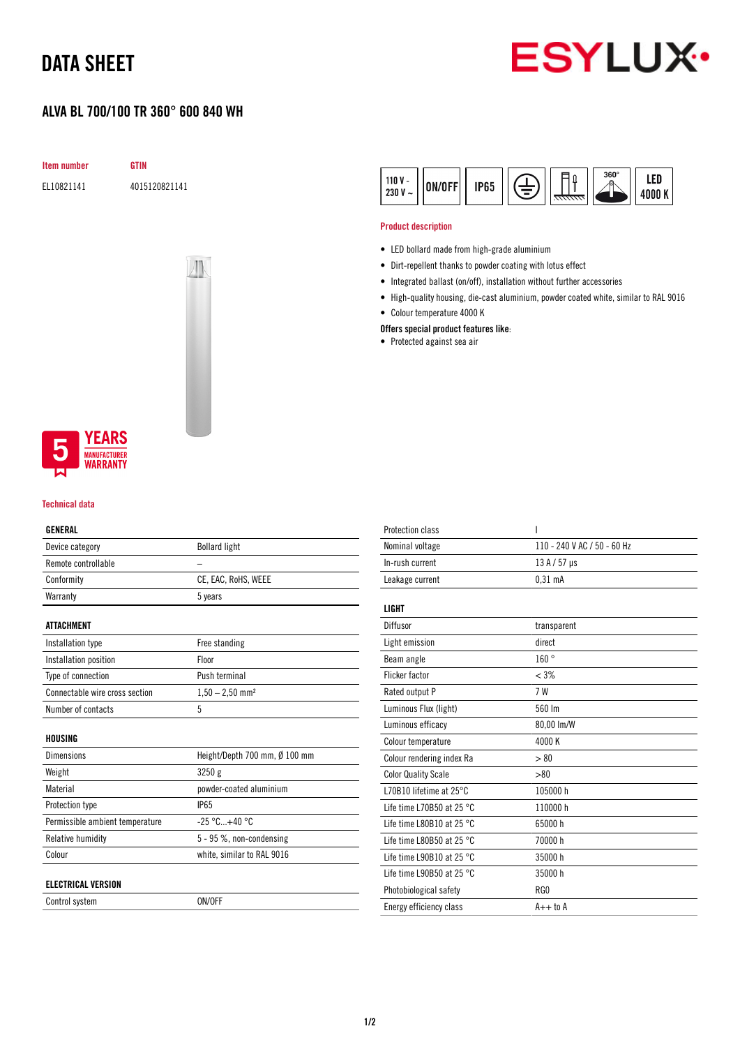# DATA SHEET

ESYLUX

## ALVA BL 700/100 TR 360° 600 840 WH

| Item number | GTIN |
|---|---|
| EL10821141 | 4015120821141 |

110 V - 230 V ~ | ON/OFF | IP65 | 360° | LED 4000 K

5 YEARS MANUFACTURER WARRANTY

### Product description

- LED bollard made from high-grade aluminium
- Dirt-repellent thanks to powder coating with lotus effect
- Integrated ballast (on/off), installation without further accessories
- High-quality housing, die-cast aluminium, powder coated white, similar to RAL 9016
- Colour temperature 4000 K

**Offers special product features like:**

- Protected against sea air

### Technical data

| GENERAL | |
|---|---|
| Device category | Bollard light |
| Remote controllable | – |
| Conformity | CE, EAC, RoHS, WEEE |
| Warranty | 5 years |

| ATTACHMENT | |
|---|---|
| Installation type | Free standing |
| Installation position | Floor |
| Type of connection | Push terminal |
| Connectable wire cross section | 1,50 – 2,50 mm² |
| Number of contacts | 5 |

| HOUSING | |
|---|---|
| Dimensions | Height/Depth 700 mm, Ø 100 mm |
| Weight | 3250 g |
| Material | powder-coated aluminium |
| Protection type | IP65 |
| Permissible ambient temperature | -25 °C...+40 °C |
| Relative humidity | 5 - 95 %, non-condensing |
| Colour | white, similar to RAL 9016 |

| ELECTRICAL VERSION | |
|---|---|
| Control system | ON/OFF |
| Protection class | I |
| Nominal voltage | 110 - 240 V AC / 50 - 60 Hz |
| In-rush current | 13 A / 57 µs |
| Leakage current | 0,31 mA |

| LIGHT | |
|---|---|
| Diffusor | transparent |
| Light emission | direct |
| Beam angle | 160 ° |
| Flicker factor | < 3% |
| Rated output P | 7 W |
| Luminous Flux (light) | 560 lm |
| Luminous efficacy | 80,00 lm/W |
| Colour temperature | 4000 K |
| Colour rendering index Ra | > 80 |
| Color Quality Scale | >80 |
| L70B10 lifetime at 25°C | 105000 h |
| Life time L70B50 at 25 °C | 110000 h |
| Life time L80B10 at 25 °C | 65000 h |
| Life time L80B50 at 25 °C | 70000 h |
| Life time L90B10 at 25 °C | 35000 h |
| Life time L90B50 at 25 °C | 35000 h |
| Photobiological safety | RG0 |
| Energy efficiency class | A++ to A |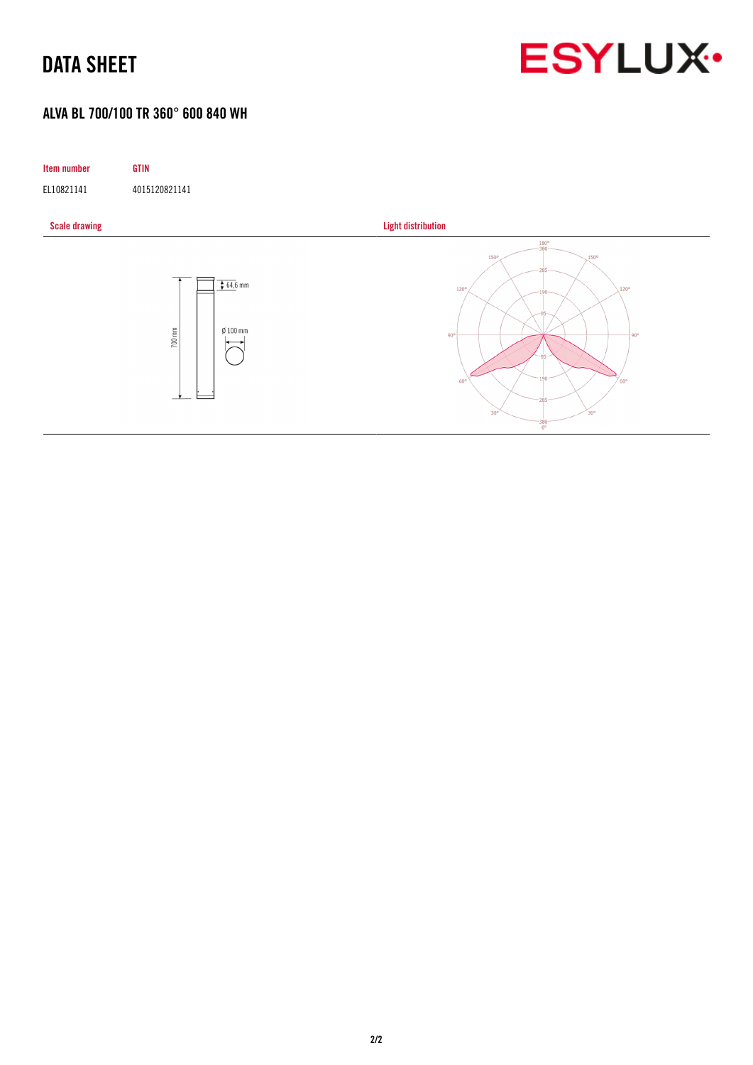# DATA SHEET

ESYLUX

## ALVA BL 700/100 TR 360° 600 840 WH

| Item number | GTIN |
| --- | --- |
| EL10821141 | 4015120821141 |

### Scale drawing

64,6 mm

Ø 100 mm

700 mm

### Light distribution

180°
380
150°
150°
285
120°
120°
190
95
90°
90°
95
60°
60°
190
285
30°
30°
380
0°